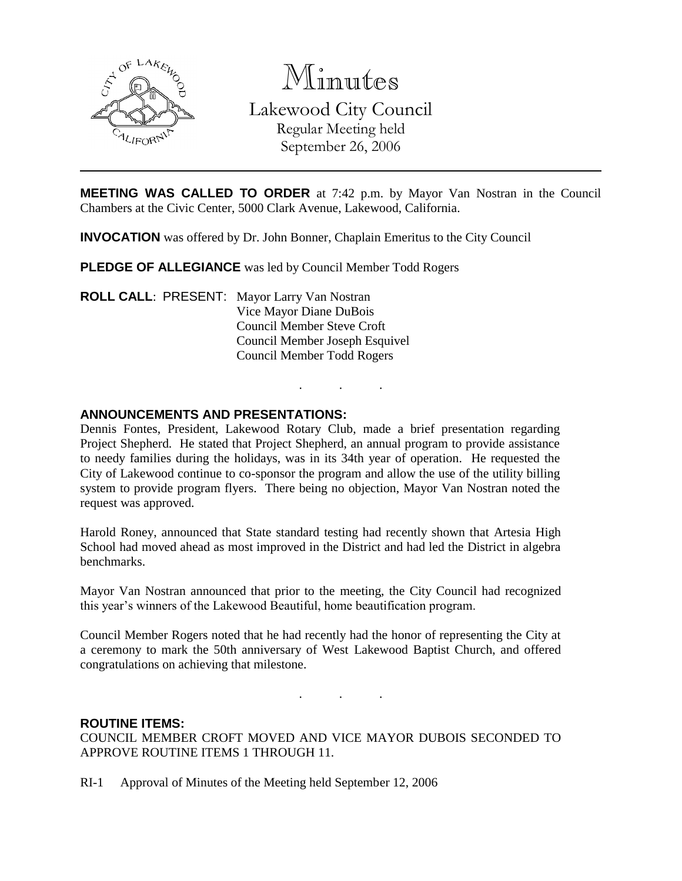# Minutes

Lakewood City Council
Regular Meeting held
September 26, 2006

---

**MEETING WAS CALLED TO ORDER** at 7:42 p.m. by Mayor Van Nostran in the Council Chambers at the Civic Center, 5000 Clark Avenue, Lakewood, California.

**INVOCATION** was offered by Dr. John Bonner, Chaplain Emeritus to the City Council

**PLEDGE OF ALLEGIANCE** was led by Council Member Todd Rogers

**ROLL CALL**: PRESENT: Mayor Larry Van Nostran
Vice Mayor Diane DuBois
Council Member Steve Croft
Council Member Joseph Esquivel
Council Member Todd Rogers

. . .

**ANNOUNCEMENTS AND PRESENTATIONS:**

Dennis Fontes, President, Lakewood Rotary Club, made a brief presentation regarding Project Shepherd. He stated that Project Shepherd, an annual program to provide assistance to needy families during the holidays, was in its 34th year of operation. He requested the City of Lakewood continue to co-sponsor the program and allow the use of the utility billing system to provide program flyers. There being no objection, Mayor Van Nostran noted the request was approved.

Harold Roney, announced that State standard testing had recently shown that Artesia High School had moved ahead as most improved in the District and had led the District in algebra benchmarks.

Mayor Van Nostran announced that prior to the meeting, the City Council had recognized this year's winners of the Lakewood Beautiful, home beautification program.

Council Member Rogers noted that he had recently had the honor of representing the City at a ceremony to mark the 50th anniversary of West Lakewood Baptist Church, and offered congratulations on achieving that milestone.

. . .

**ROUTINE ITEMS:**

COUNCIL MEMBER CROFT MOVED AND VICE MAYOR DUBOIS SECONDED TO APPROVE ROUTINE ITEMS 1 THROUGH 11.

RI-1 Approval of Minutes of the Meeting held September 12, 2006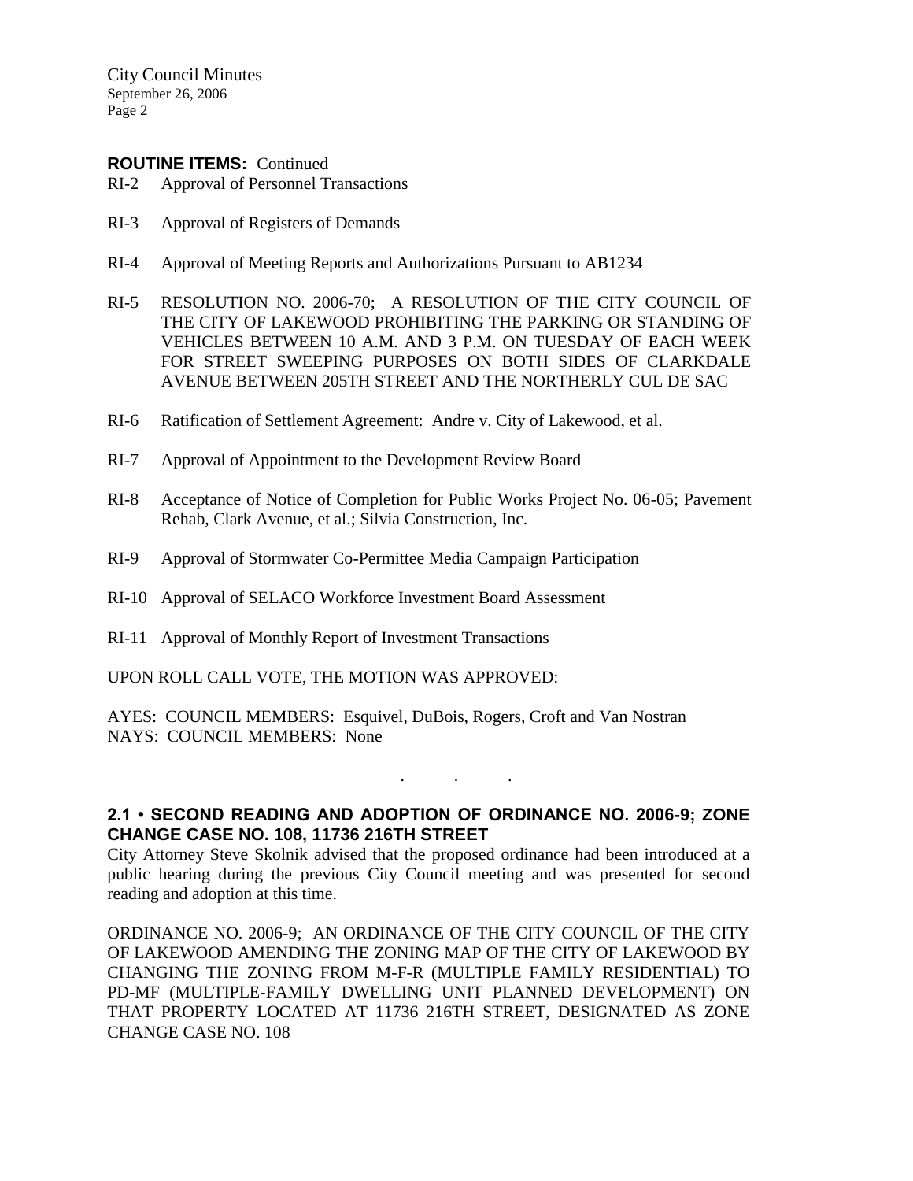**ROUTINE ITEMS:** Continued

RI-2 Approval of Personnel Transactions

RI-3 Approval of Registers of Demands

RI-4 Approval of Meeting Reports and Authorizations Pursuant to AB1234

RI-5 RESOLUTION NO. 2006-70; A RESOLUTION OF THE CITY COUNCIL OF THE CITY OF LAKEWOOD PROHIBITING THE PARKING OR STANDING OF VEHICLES BETWEEN 10 A.M. AND 3 P.M. ON TUESDAY OF EACH WEEK FOR STREET SWEEPING PURPOSES ON BOTH SIDES OF CLARKDALE AVENUE BETWEEN 205TH STREET AND THE NORTHERLY CUL DE SAC

RI-6 Ratification of Settlement Agreement: Andre v. City of Lakewood, et al.

RI-7 Approval of Appointment to the Development Review Board

RI-8 Acceptance of Notice of Completion for Public Works Project No. 06-05; Pavement Rehab, Clark Avenue, et al.; Silvia Construction, Inc.

RI-9 Approval of Stormwater Co-Permittee Media Campaign Participation

RI-10 Approval of SELACO Workforce Investment Board Assessment

RI-11 Approval of Monthly Report of Investment Transactions

UPON ROLL CALL VOTE, THE MOTION WAS APPROVED:

AYES: COUNCIL MEMBERS: Esquivel, DuBois, Rogers, Croft and Van Nostran
NAYS: COUNCIL MEMBERS: None

. . .

## 2.1 • SECOND READING AND ADOPTION OF ORDINANCE NO. 2006-9; ZONE CHANGE CASE NO. 108, 11736 216TH STREET

City Attorney Steve Skolnik advised that the proposed ordinance had been introduced at a public hearing during the previous City Council meeting and was presented for second reading and adoption at this time.

ORDINANCE NO. 2006-9; AN ORDINANCE OF THE CITY COUNCIL OF THE CITY OF LAKEWOOD AMENDING THE ZONING MAP OF THE CITY OF LAKEWOOD BY CHANGING THE ZONING FROM M-F-R (MULTIPLE FAMILY RESIDENTIAL) TO PD-MF (MULTIPLE-FAMILY DWELLING UNIT PLANNED DEVELOPMENT) ON THAT PROPERTY LOCATED AT 11736 216TH STREET, DESIGNATED AS ZONE CHANGE CASE NO. 108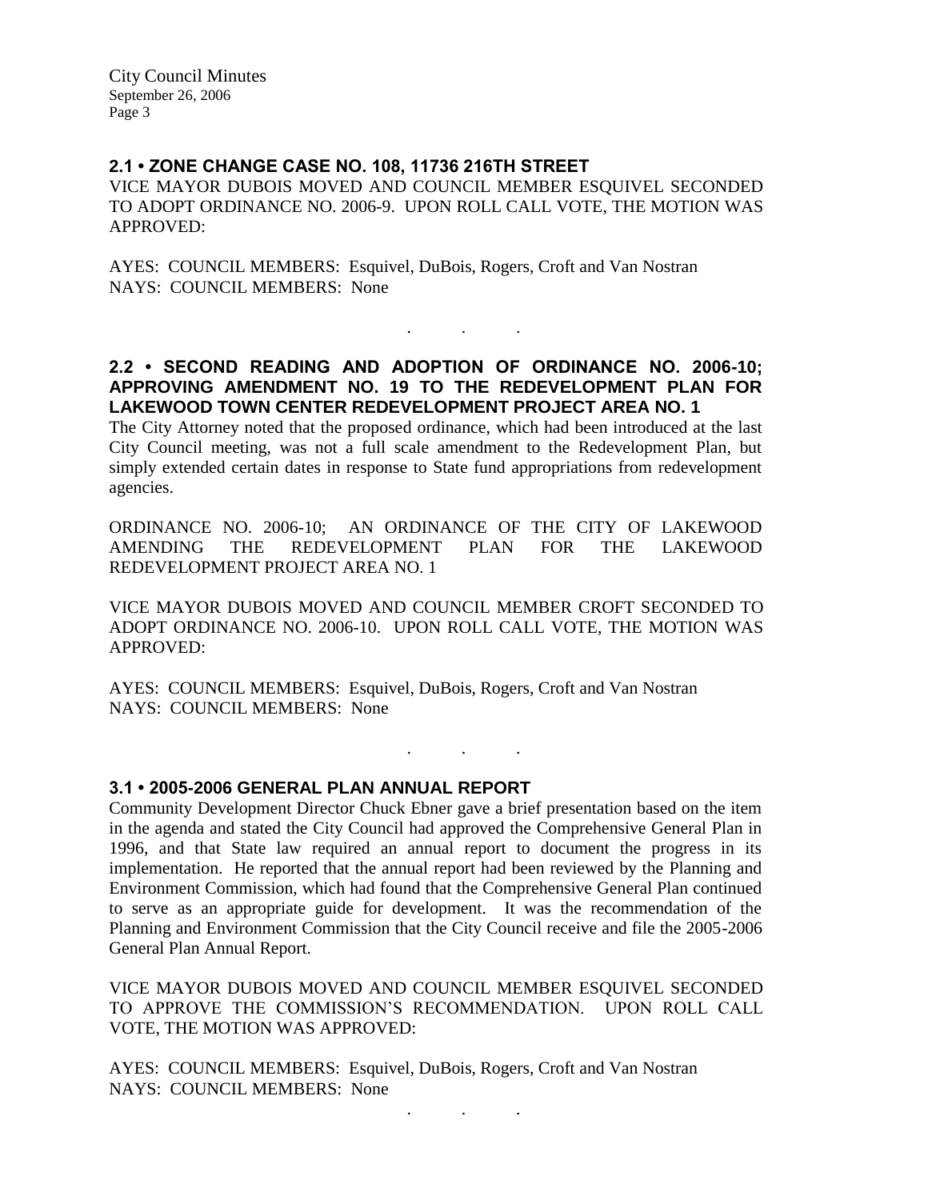## 2.1 • ZONE CHANGE CASE NO. 108, 11736 216TH STREET

VICE MAYOR DUBOIS MOVED AND COUNCIL MEMBER ESQUIVEL SECONDED TO ADOPT ORDINANCE NO. 2006-9. UPON ROLL CALL VOTE, THE MOTION WAS APPROVED:

AYES: COUNCIL MEMBERS: Esquivel, DuBois, Rogers, Croft and Van Nostran
NAYS: COUNCIL MEMBERS: None

. . .

## 2.2 • SECOND READING AND ADOPTION OF ORDINANCE NO. 2006-10; APPROVING AMENDMENT NO. 19 TO THE REDEVELOPMENT PLAN FOR LAKEWOOD TOWN CENTER REDEVELOPMENT PROJECT AREA NO. 1

The City Attorney noted that the proposed ordinance, which had been introduced at the last City Council meeting, was not a full scale amendment to the Redevelopment Plan, but simply extended certain dates in response to State fund appropriations from redevelopment agencies.

ORDINANCE NO. 2006-10; AN ORDINANCE OF THE CITY OF LAKEWOOD AMENDING THE REDEVELOPMENT PLAN FOR THE LAKEWOOD REDEVELOPMENT PROJECT AREA NO. 1

VICE MAYOR DUBOIS MOVED AND COUNCIL MEMBER CROFT SECONDED TO ADOPT ORDINANCE NO. 2006-10. UPON ROLL CALL VOTE, THE MOTION WAS APPROVED:

AYES: COUNCIL MEMBERS: Esquivel, DuBois, Rogers, Croft and Van Nostran
NAYS: COUNCIL MEMBERS: None

. . .

## 3.1 • 2005-2006 GENERAL PLAN ANNUAL REPORT

Community Development Director Chuck Ebner gave a brief presentation based on the item in the agenda and stated the City Council had approved the Comprehensive General Plan in 1996, and that State law required an annual report to document the progress in its implementation. He reported that the annual report had been reviewed by the Planning and Environment Commission, which had found that the Comprehensive General Plan continued to serve as an appropriate guide for development. It was the recommendation of the Planning and Environment Commission that the City Council receive and file the 2005-2006 General Plan Annual Report.

VICE MAYOR DUBOIS MOVED AND COUNCIL MEMBER ESQUIVEL SECONDED TO APPROVE THE COMMISSION'S RECOMMENDATION. UPON ROLL CALL VOTE, THE MOTION WAS APPROVED:

AYES: COUNCIL MEMBERS: Esquivel, DuBois, Rogers, Croft and Van Nostran
NAYS: COUNCIL MEMBERS: None

. . .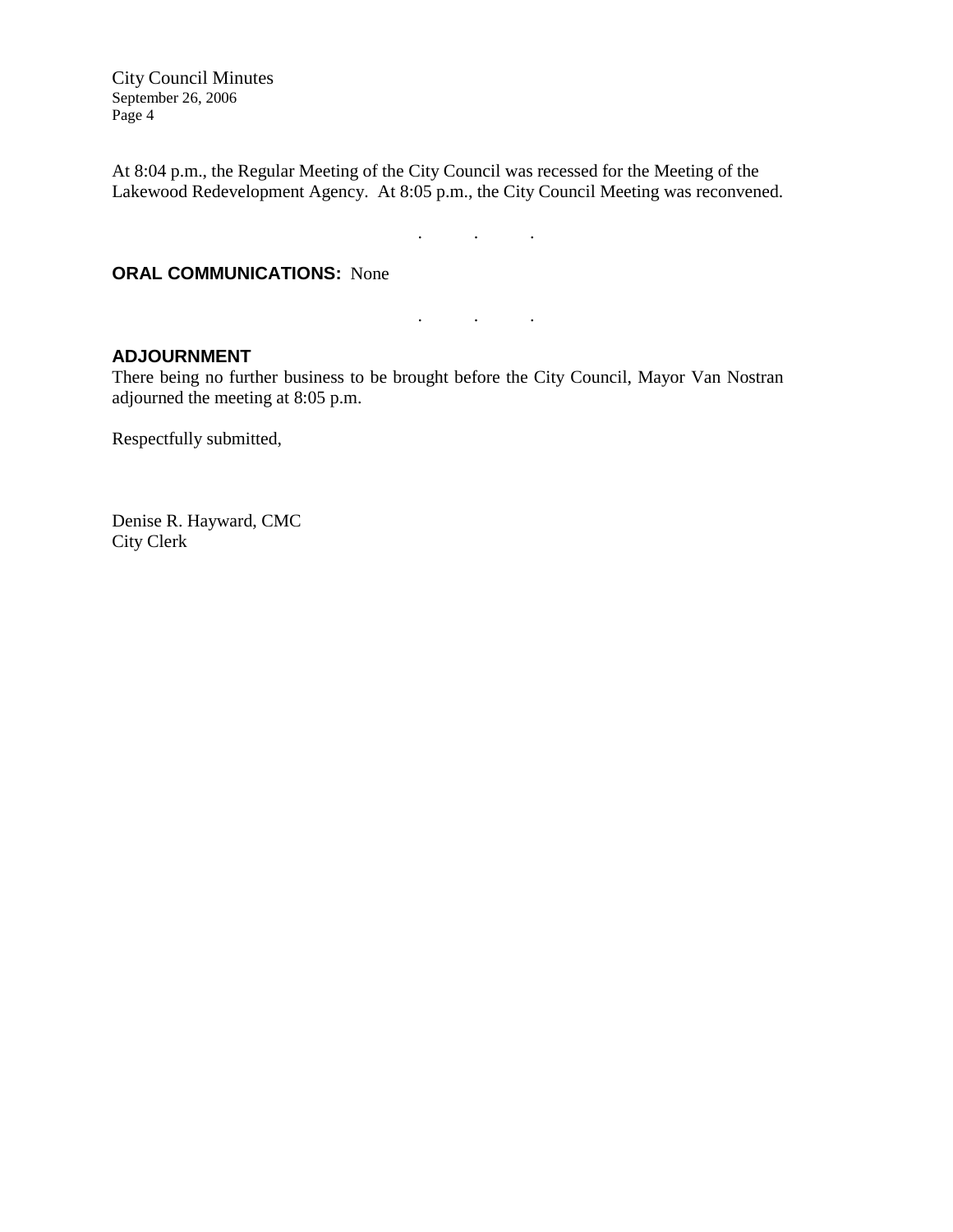At 8:04 p.m., the Regular Meeting of the City Council was recessed for the Meeting of the Lakewood Redevelopment Agency. At 8:05 p.m., the City Council Meeting was reconvened.

. . .

**ORAL COMMUNICATIONS:** None

. . .

**ADJOURNMENT**

There being no further business to be brought before the City Council, Mayor Van Nostran adjourned the meeting at 8:05 p.m.

Respectfully submitted,

Denise R. Hayward, CMC
City Clerk